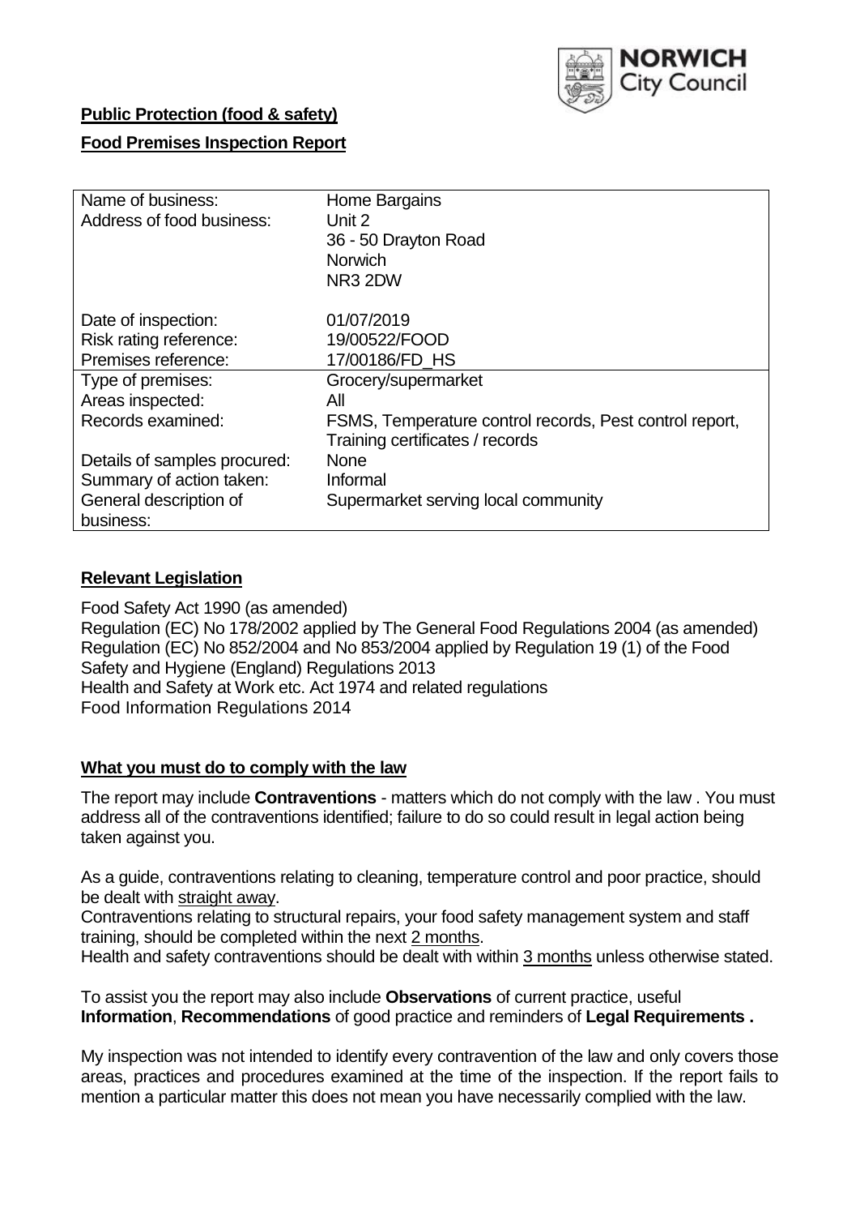NORWICH City Council

**Public Protection (food & safety)**

**Food Premises Inspection Report**

| Name of business: | Home Bargains |
|---|---|
| Address of food business: | Unit 2<br>36 - 50 Drayton Road<br>Norwich<br>NR3 2DW |
| Date of inspection: | 01/07/2019 |
| Risk rating reference: | 19/00522/FOOD |
| Premises reference: | 17/00186/FD_HS |
| Type of premises: | Grocery/supermarket |
| Areas inspected: | All |
| Records examined: | FSMS, Temperature control records, Pest control report, Training certificates / records |
| Details of samples procured: | None |
| Summary of action taken: | Informal |
| General description of business: | Supermarket serving local community |

## Relevant Legislation

Food Safety Act 1990 (as amended)
Regulation (EC) No 178/2002 applied by The General Food Regulations 2004 (as amended)
Regulation (EC) No 852/2004 and No 853/2004 applied by Regulation 19 (1) of the Food Safety and Hygiene (England) Regulations 2013
Health and Safety at Work etc. Act 1974 and related regulations
Food Information Regulations 2014

## What you must do to comply with the law

The report may include **Contraventions** - matters which do not comply with the law . You must address all of the contraventions identified; failure to do so could result in legal action being taken against you.

As a guide, contraventions relating to cleaning, temperature control and poor practice, should be dealt with straight away.

Contraventions relating to structural repairs, your food safety management system and staff training, should be completed within the next 2 months.

Health and safety contraventions should be dealt with within 3 months unless otherwise stated.

To assist you the report may also include **Observations** of current practice, useful **Information**, **Recommendations** of good practice and reminders of **Legal Requirements .**

My inspection was not intended to identify every contravention of the law and only covers those areas, practices and procedures examined at the time of the inspection. If the report fails to mention a particular matter this does not mean you have necessarily complied with the law.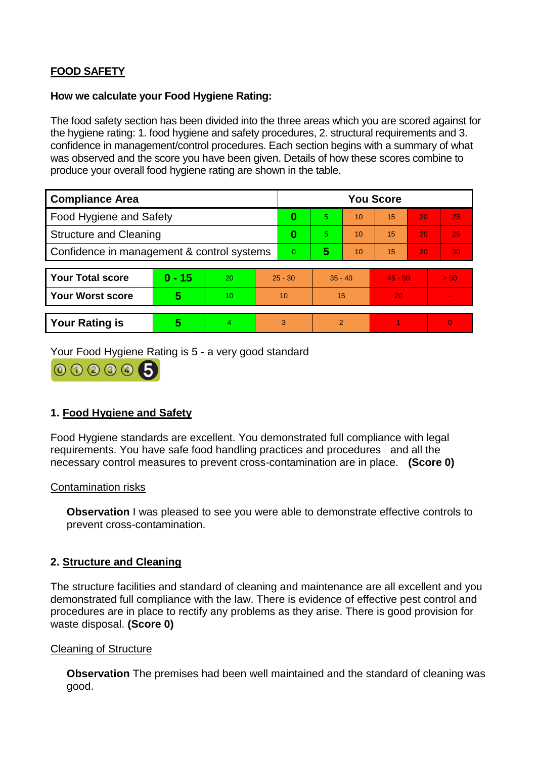## FOOD SAFETY

**How we calculate your Food Hygiene Rating:**

The food safety section has been divided into the three areas which you are scored against for the hygiene rating: 1. food hygiene and safety procedures, 2. structural requirements and 3. confidence in management/control procedures. Each section begins with a summary of what was observed and the score you have been given. Details of how these scores combine to produce your overall food hygiene rating are shown in the table.

| Compliance Area | You Score | | | | | |
|---|---|---|---|---|---|---|
| Food Hygiene and Safety | **0** | 5 | 10 | 15 | 20 | 25 |
| Structure and Cleaning | **0** | 5 | 10 | 15 | 20 | 25 |
| Confidence in management & control systems | 0 | **5** | 10 | 15 | 20 | 30 |

| | | | | | | |
|---|---|---|---|---|---|---|
| **Your Total score** | **0 - 15** | 20 | 25 - 30 | 35 - 40 | 45 - 50 | > 50 |
| **Your Worst score** | **5** | 10 | 10 | 15 | 20 | - |
| **Your Rating is** | **5** | 4 | 3 | 2 | 1 | 0 |

Your Food Hygiene Rating is 5 - a very good standard

### 1. Food Hygiene and Safety

Food Hygiene standards are excellent. You demonstrated full compliance with legal requirements. You have safe food handling practices and procedures and all the necessary control measures to prevent cross-contamination are in place. **(Score 0)**

Contamination risks

**Observation** I was pleased to see you were able to demonstrate effective controls to prevent cross-contamination.

### 2. Structure and Cleaning

The structure facilities and standard of cleaning and maintenance are all excellent and you demonstrated full compliance with the law. There is evidence of effective pest control and procedures are in place to rectify any problems as they arise. There is good provision for waste disposal. **(Score 0)**

Cleaning of Structure

**Observation** The premises had been well maintained and the standard of cleaning was good.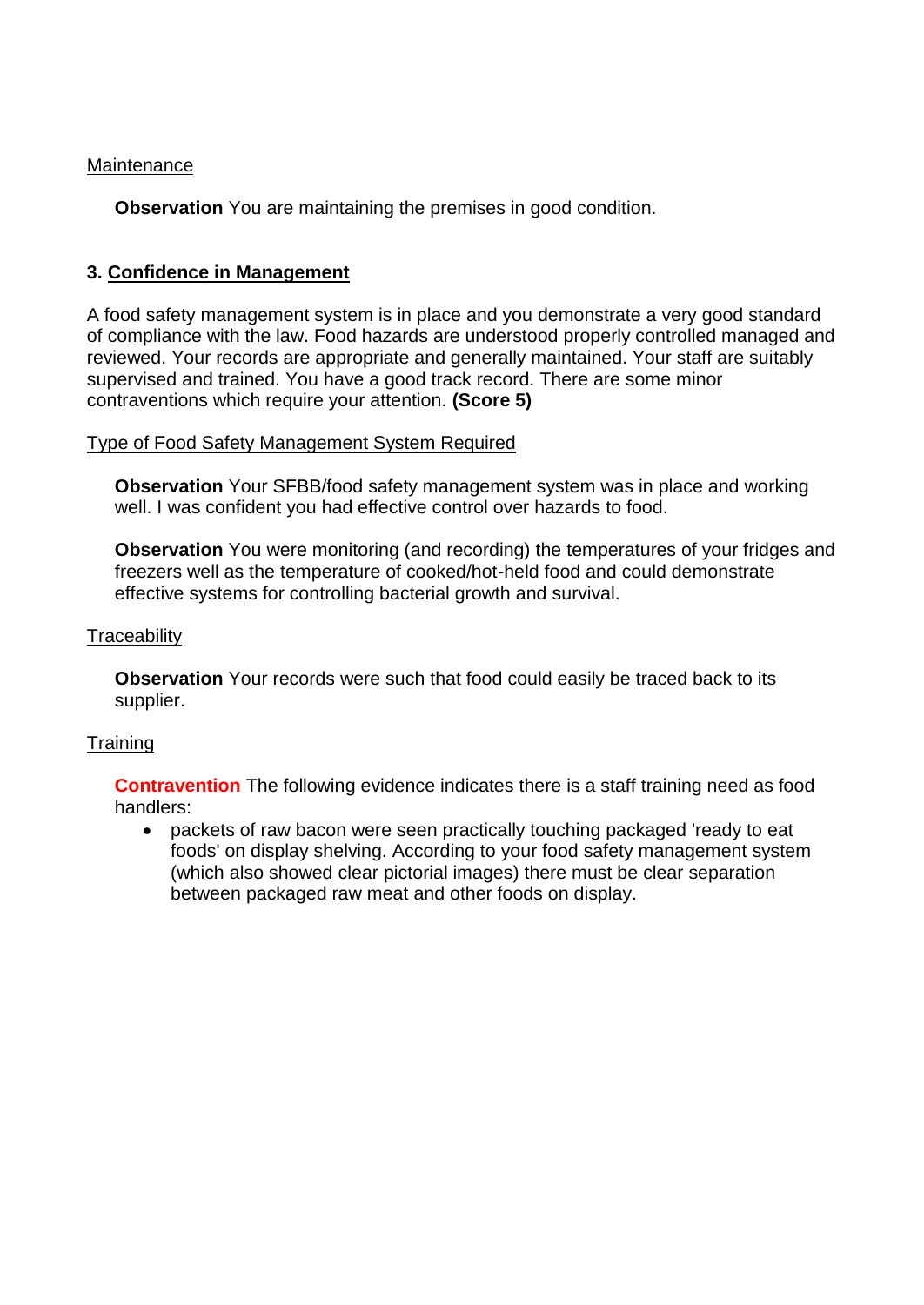Maintenance

**Observation** You are maintaining the premises in good condition.

## 3. Confidence in Management

A food safety management system is in place and you demonstrate a very good standard of compliance with the law. Food hazards are understood properly controlled managed and reviewed. Your records are appropriate and generally maintained. Your staff are suitably supervised and trained. You have a good track record. There are some minor contraventions which require your attention. **(Score 5)**

Type of Food Safety Management System Required

**Observation** Your SFBB/food safety management system was in place and working well. I was confident you had effective control over hazards to food.

**Observation** You were monitoring (and recording) the temperatures of your fridges and freezers well as the temperature of cooked/hot-held food and could demonstrate effective systems for controlling bacterial growth and survival.

Traceability

**Observation** Your records were such that food could easily be traced back to its supplier.

Training

**Contravention** The following evidence indicates there is a staff training need as food handlers:

- packets of raw bacon were seen practically touching packaged 'ready to eat foods' on display shelving. According to your food safety management system (which also showed clear pictorial images) there must be clear separation between packaged raw meat and other foods on display.